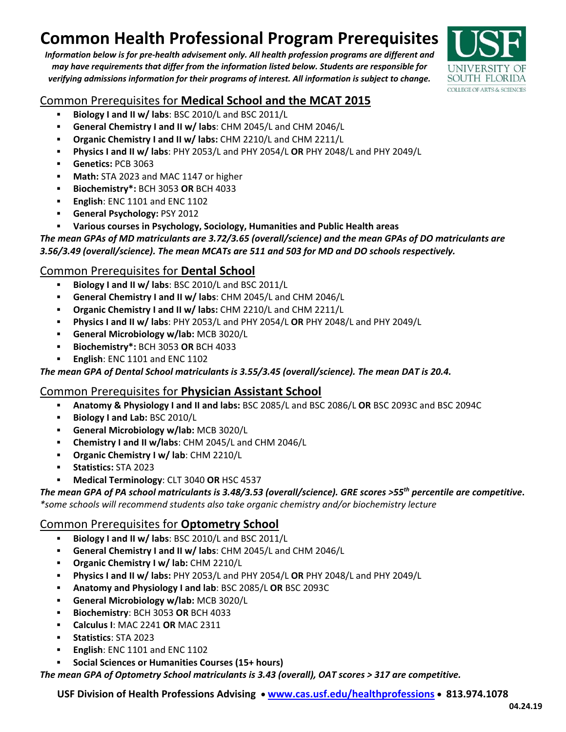# Common Health Professional Program Prerequisites

***Information below is for pre-health advisement only. All health profession programs are different and may have requirements that differ from the information listed below. Students are responsible for verifying admissions information for their programs of interest. All information is subject to change.***

## Common Prerequisites for **Medical School and the MCAT 2015**

- **Biology I and II w/ labs**: BSC 2010/L and BSC 2011/L
- **General Chemistry I and II w/ labs**: CHM 2045/L and CHM 2046/L
- **Organic Chemistry I and II w/ labs:** CHM 2210/L and CHM 2211/L
- **Physics I and II w/ labs**: PHY 2053/L and PHY 2054/L **OR** PHY 2048/L and PHY 2049/L
- **Genetics:** PCB 3063
- **Math:** STA 2023 and MAC 1147 or higher
- **Biochemistry*:** BCH 3053 **OR** BCH 4033
- **English**: ENC 1101 and ENC 1102
- **General Psychology:** PSY 2012
- **Various courses in Psychology, Sociology, Humanities and Public Health areas**

***The mean GPAs of MD matriculants are 3.72/3.65 (overall/science) and the mean GPAs of DO matriculants are 3.56/3.49 (overall/science). The mean MCATs are 511 and 503 for MD and DO schools respectively.***

## Common Prerequisites for **Dental School**

- **Biology I and II w/ labs**: BSC 2010/L and BSC 2011/L
- **General Chemistry I and II w/ labs**: CHM 2045/L and CHM 2046/L
- **Organic Chemistry I and II w/ labs:** CHM 2210/L and CHM 2211/L
- **Physics I and II w/ labs**: PHY 2053/L and PHY 2054/L **OR** PHY 2048/L and PHY 2049/L
- **General Microbiology w/lab:** MCB 3020/L
- **Biochemistry*:** BCH 3053 **OR** BCH 4033
- **English**: ENC 1101 and ENC 1102

***The mean GPA of Dental School matriculants is 3.55/3.45 (overall/science). The mean DAT is 20.4.***

## Common Prerequisites for **Physician Assistant School**

- **Anatomy & Physiology I and II and labs:** BSC 2085/L and BSC 2086/L **OR** BSC 2093C and BSC 2094C
- **Biology I and Lab:** BSC 2010/L
- **General Microbiology w/lab:** MCB 3020/L
- **Chemistry I and II w/labs**: CHM 2045/L and CHM 2046/L
- **Organic Chemistry I w/ lab**: CHM 2210/L
- **Statistics:** STA 2023
- **Medical Terminology**: CLT 3040 **OR** HSC 4537

***The mean GPA of PA school matriculants is 3.48/3.53 (overall/science). GRE scores >55th percentile are competitive.***

**some schools will recommend students also take organic chemistry and/or biochemistry lecture*

## Common Prerequisites for **Optometry School**

- **Biology I and II w/ labs**: BSC 2010/L and BSC 2011/L
- **General Chemistry I and II w/ labs**: CHM 2045/L and CHM 2046/L
- **Organic Chemistry I w/ lab:** CHM 2210/L
- **Physics I and II w/ labs:** PHY 2053/L and PHY 2054/L **OR** PHY 2048/L and PHY 2049/L
- **Anatomy and Physiology I and lab**: BSC 2085/L **OR** BSC 2093C
- **General Microbiology w/lab:** MCB 3020/L
- **Biochemistry**: BCH 3053 **OR** BCH 4033
- **Calculus I**: MAC 2241 **OR** MAC 2311
- **Statistics**: STA 2023
- **English**: ENC 1101 and ENC 1102
- **Social Sciences or Humanities Courses (15+ hours)**

***The mean GPA of Optometry School matriculants is 3.43 (overall), OAT scores > 317 are competitive.***

**USF Division of Health Professions Advising • www.cas.usf.edu/healthprofessions • 813.974.1078**

**04.24.19**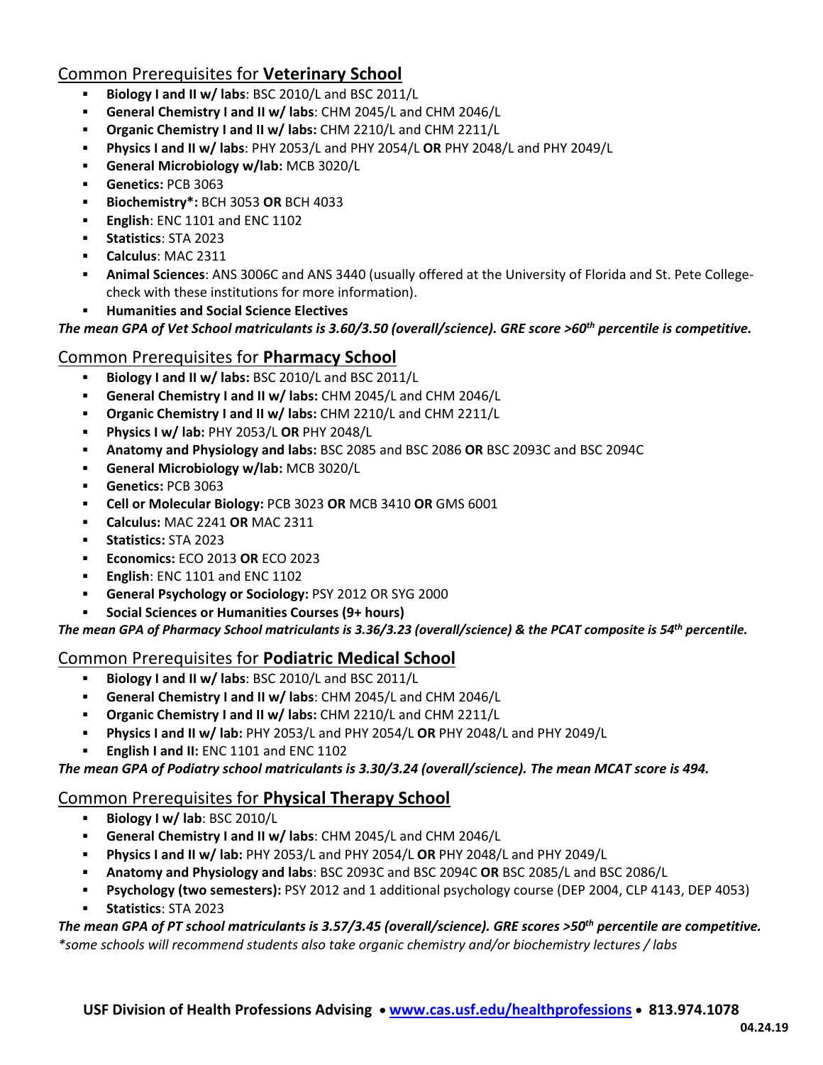## Common Prerequisites for **Veterinary School**

- **Biology I and II w/ labs**: BSC 2010/L and BSC 2011/L
- **General Chemistry I and II w/ labs**: CHM 2045/L and CHM 2046/L
- **Organic Chemistry I and II w/ labs:** CHM 2210/L and CHM 2211/L
- **Physics I and II w/ labs**: PHY 2053/L and PHY 2054/L **OR** PHY 2048/L and PHY 2049/L
- **General Microbiology w/lab:** MCB 3020/L
- **Genetics:** PCB 3063
- **Biochemistry*:** BCH 3053 **OR** BCH 4033
- **English**: ENC 1101 and ENC 1102
- **Statistics**: STA 2023
- **Calculus**: MAC 2311
- **Animal Sciences**: ANS 3006C and ANS 3440 (usually offered at the University of Florida and St. Pete College-check with these institutions for more information).
- **Humanities and Social Science Electives**

***The mean GPA of Vet School matriculants is 3.60/3.50 (overall/science). GRE score >60th percentile is competitive.***

## Common Prerequisites for **Pharmacy School**

- **Biology I and II w/ labs:** BSC 2010/L and BSC 2011/L
- **General Chemistry I and II w/ labs:** CHM 2045/L and CHM 2046/L
- **Organic Chemistry I and II w/ labs:** CHM 2210/L and CHM 2211/L
- **Physics I w/ lab:** PHY 2053/L **OR** PHY 2048/L
- **Anatomy and Physiology and labs:** BSC 2085 and BSC 2086 **OR** BSC 2093C and BSC 2094C
- **General Microbiology w/lab:** MCB 3020/L
- **Genetics:** PCB 3063
- **Cell or Molecular Biology:** PCB 3023 **OR** MCB 3410 **OR** GMS 6001
- **Calculus:** MAC 2241 **OR** MAC 2311
- **Statistics:** STA 2023
- **Economics:** ECO 2013 **OR** ECO 2023
- **English**: ENC 1101 and ENC 1102
- **General Psychology or Sociology:** PSY 2012 OR SYG 2000
- **Social Sciences or Humanities Courses (9+ hours)**

***The mean GPA of Pharmacy School matriculants is 3.36/3.23 (overall/science) & the PCAT composite is 54th percentile.***

## Common Prerequisites for **Podiatric Medical School**

- **Biology I and II w/ labs**: BSC 2010/L and BSC 2011/L
- **General Chemistry I and II w/ labs**: CHM 2045/L and CHM 2046/L
- **Organic Chemistry I and II w/ labs:** CHM 2210/L and CHM 2211/L
- **Physics I and II w/ lab:** PHY 2053/L and PHY 2054/L **OR** PHY 2048/L and PHY 2049/L
- **English I and II:** ENC 1101 and ENC 1102

***The mean GPA of Podiatry school matriculants is 3.30/3.24 (overall/science). The mean MCAT score is 494.***

## Common Prerequisites for **Physical Therapy School**

- **Biology I w/ lab**: BSC 2010/L
- **General Chemistry I and II w/ labs**: CHM 2045/L and CHM 2046/L
- **Physics I and II w/ lab:** PHY 2053/L and PHY 2054/L **OR** PHY 2048/L and PHY 2049/L
- **Anatomy and Physiology and labs**: BSC 2093C and BSC 2094C **OR** BSC 2085/L and BSC 2086/L
- **Psychology (two semesters):** PSY 2012 and 1 additional psychology course (DEP 2004, CLP 4143, DEP 4053)
- **Statistics**: STA 2023

***The mean GPA of PT school matriculants is 3.57/3.45 (overall/science). GRE scores >50th percentile are competitive.***

*\*some schools will recommend students also take organic chemistry and/or biochemistry lectures / labs*

**USF Division of Health Professions Advising • www.cas.usf.edu/healthprofessions • 813.974.1078**

**04.24.19**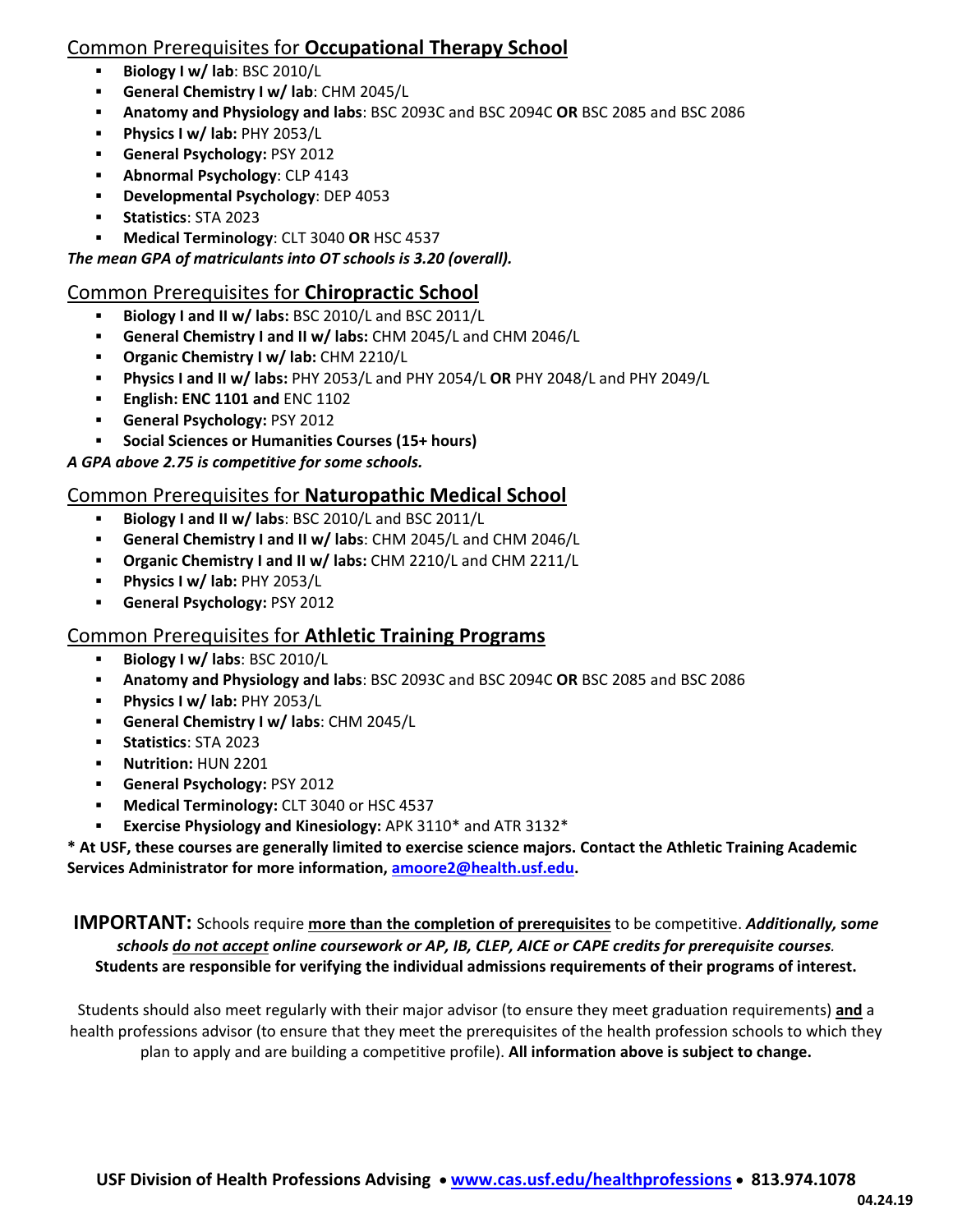## Common Prerequisites for **Occupational Therapy School**

- **Biology I w/ lab**: BSC 2010/L
- **General Chemistry I w/ lab**: CHM 2045/L
- **Anatomy and Physiology and labs**: BSC 2093C and BSC 2094C **OR** BSC 2085 and BSC 2086
- **Physics I w/ lab:** PHY 2053/L
- **General Psychology:** PSY 2012
- **Abnormal Psychology**: CLP 4143
- **Developmental Psychology**: DEP 4053
- **Statistics**: STA 2023
- **Medical Terminology**: CLT 3040 **OR** HSC 4537

***The mean GPA of matriculants into OT schools is 3.20 (overall).***

## Common Prerequisites for **Chiropractic School**

- **Biology I and II w/ labs:** BSC 2010/L and BSC 2011/L
- **General Chemistry I and II w/ labs:** CHM 2045/L and CHM 2046/L
- **Organic Chemistry I w/ lab:** CHM 2210/L
- **Physics I and II w/ labs:** PHY 2053/L and PHY 2054/L **OR** PHY 2048/L and PHY 2049/L
- **English: ENC 1101 and** ENC 1102
- **General Psychology:** PSY 2012
- **Social Sciences or Humanities Courses (15+ hours)**

***A GPA above 2.75 is competitive for some schools.***

## Common Prerequisites for **Naturopathic Medical School**

- **Biology I and II w/ labs**: BSC 2010/L and BSC 2011/L
- **General Chemistry I and II w/ labs**: CHM 2045/L and CHM 2046/L
- **Organic Chemistry I and II w/ labs:** CHM 2210/L and CHM 2211/L
- **Physics I w/ lab:** PHY 2053/L
- **General Psychology:** PSY 2012

## Common Prerequisites for **Athletic Training Programs**

- **Biology I w/ labs**: BSC 2010/L
- **Anatomy and Physiology and labs**: BSC 2093C and BSC 2094C **OR** BSC 2085 and BSC 2086
- **Physics I w/ lab:** PHY 2053/L
- **General Chemistry I w/ labs**: CHM 2045/L
- **Statistics**: STA 2023
- **Nutrition:** HUN 2201
- **General Psychology:** PSY 2012
- **Medical Terminology:** CLT 3040 or HSC 4537
- **Exercise Physiology and Kinesiology:** APK 3110* and ATR 3132*

**\* At USF, these courses are generally limited to exercise science majors. Contact the Athletic Training Academic Services Administrator for more information, amoore2@health.usf.edu.**

**IMPORTANT:** Schools require **more than the completion of prerequisites** to be competitive. ***Additionally,*** **some** ***schools do not accept online coursework or AP, IB, CLEP, AICE or CAPE credits for prerequisite courses.***
**Students are responsible for verifying the individual admissions requirements of their programs of interest.**

Students should also meet regularly with their major advisor (to ensure they meet graduation requirements) **and** a health professions advisor (to ensure that they meet the prerequisites of the health profession schools to which they plan to apply and are building a competitive profile). **All information above is subject to change.**

**USF Division of Health Professions Advising • www.cas.usf.edu/healthprofessions • 813.974.1078**

**04.24.19**